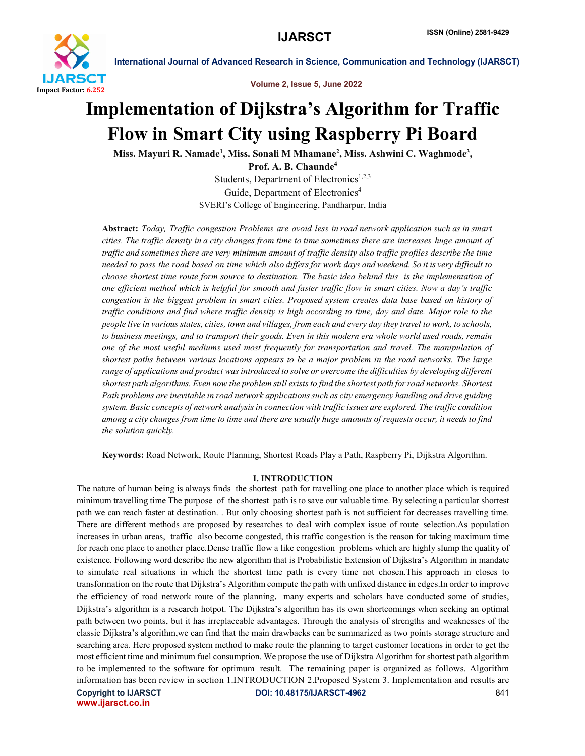# Implementation of Dijkstra's Algorithm for Traffic Flow in Smart City using Raspberry Pi Board

**Miss. Mayuri R. Namade[1], Miss. Sonali M Mhamane[2], Miss. Ashwini C. Waghmode[3], Prof. A. B. Chaunde[4]**

Students, Department of Electronics[1,2,3]

Guide, Department of Electronics[4]

SVERI's College of Engineering, Pandharpur, India

**Abstract:** *Today, Traffic congestion Problems are avoid less in road network application such as in smart cities. The traffic density in a city changes from time to time sometimes there are increases huge amount of traffic and sometimes there are very minimum amount of traffic density also traffic profiles describe the time needed to pass the road based on time which also differs for work days and weekend. So it is very difficult to choose shortest time route form source to destination. The basic idea behind this is the implementation of one efficient method which is helpful for smooth and faster traffic flow in smart cities. Now a day's traffic congestion is the biggest problem in smart cities. Proposed system creates data base based on history of traffic conditions and find where traffic density is high according to time, day and date. Major role to the people live in various states, cities, town and villages, from each and every day they travel to work, to schools, to business meetings, and to transport their goods. Even in this modern era whole world used roads, remain one of the most useful mediums used most frequently for transportation and travel. The manipulation of shortest paths between various locations appears to be a major problem in the road networks. The large range of applications and product was introduced to solve or overcome the difficulties by developing different shortest path algorithms. Even now the problem still exists to find the shortest path for road networks. Shortest Path problems are inevitable in road network applications such as city emergency handling and drive guiding system. Basic concepts of network analysis in connection with traffic issues are explored. The traffic condition among a city changes from time to time and there are usually huge amounts of requests occur, it needs to find the solution quickly.*

**Keywords:** Road Network, Route Planning, Shortest Roads Play a Path, Raspberry Pi, Dijkstra Algorithm.

## I. INTRODUCTION

The nature of human being is always finds the shortest path for travelling one place to another place which is required minimum travelling time The purpose of the shortest path is to save our valuable time. By selecting a particular shortest path we can reach faster at destination. . But only choosing shortest path is not sufficient for decreases travelling time. There are different methods are proposed by researches to deal with complex issue of route selection.As population increases in urban areas, traffic also become congested, this traffic congestion is the reason for taking maximum time for reach one place to another place.Dense traffic flow a like congestion problems which are highly slump the quality of existence. Following word describe the new algorithm that is Probabilistic Extension of Dijkstra's Algorithm in mandate to simulate real situations in which the shortest time path is every time not chosen.This approach in closes to transformation on the route that Dijkstra's Algorithm compute the path with unfixed distance in edges.In order to improve the efficiency of road network route of the planning, many experts and scholars have conducted some of studies, Dijkstra's algorithm is a research hotpot. The Dijkstra's algorithm has its own shortcomings when seeking an optimal path between two points, but it has irreplaceable advantages. Through the analysis of strengths and weaknesses of the classic Dijkstra's algorithm,we can find that the main drawbacks can be summarized as two points storage structure and searching area. Here proposed system method to make route the planning to target customer locations in order to get the most efficient time and minimum fuel consumption. We propose the use of Dijkstra Algorithm for shortest path algorithm to be implemented to the software for optimum result. The remaining paper is organized as follows. Algorithm information has been review in section 1.INTRODUCTION 2.Proposed System 3. Implementation and results are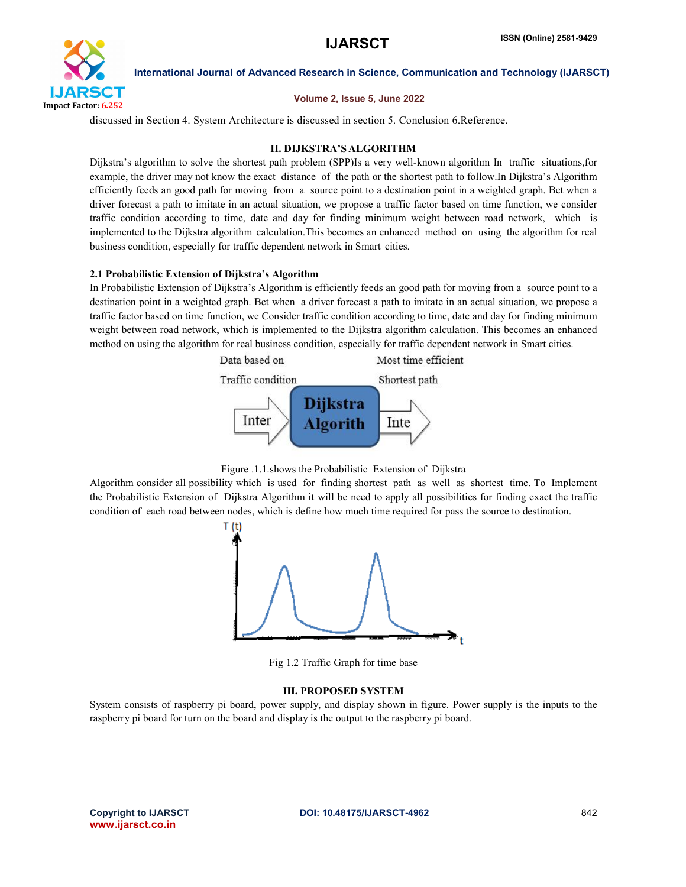discussed in Section 4. System Architecture is discussed in section 5. Conclusion 6.Reference.

## II. DIJKSTRA'S ALGORITHM

Dijkstra's algorithm to solve the shortest path problem (SPP)Is a very well-known algorithm In traffic situations,for example, the driver may not know the exact distance of the path or the shortest path to follow.In Dijkstra's Algorithm efficiently feeds an good path for moving from a source point to a destination point in a weighted graph. Bet when a driver forecast a path to imitate in an actual situation, we propose a traffic factor based on time function, we consider traffic condition according to time, date and day for finding minimum weight between road network, which is implemented to the Dijkstra algorithm calculation.This becomes an enhanced method on using the algorithm for real business condition, especially for traffic dependent network in Smart cities.

### 2.1 Probabilistic Extension of Dijkstra's Algorithm

In Probabilistic Extension of Dijkstra's Algorithm is efficiently feeds an good path for moving from a source point to a destination point in a weighted graph. Bet when a driver forecast a path to imitate in an actual situation, we propose a traffic factor based on time function, we Consider traffic condition according to time, date and day for finding minimum weight between road network, which is implemented to the Dijkstra algorithm calculation. This becomes an enhanced method on using the algorithm for real business condition, especially for traffic dependent network in Smart cities.

Data based on Traffic condition — Inter → Dijkstra Algorith → Inte — Most time efficient Shortest path

Figure .1.1.shows the Probabilistic Extension of Dijkstra

Algorithm consider all possibility which is used for finding shortest path as well as shortest time. To Implement the Probabilistic Extension of Dijkstra Algorithm it will be need to apply all possibilities for finding exact the traffic condition of each road between nodes, which is define how much time required for pass the source to destination.

Fig 1.2 Traffic Graph for time base

## III. PROPOSED SYSTEM

System consists of raspberry pi board, power supply, and display shown in figure. Power supply is the inputs to the raspberry pi board for turn on the board and display is the output to the raspberry pi board.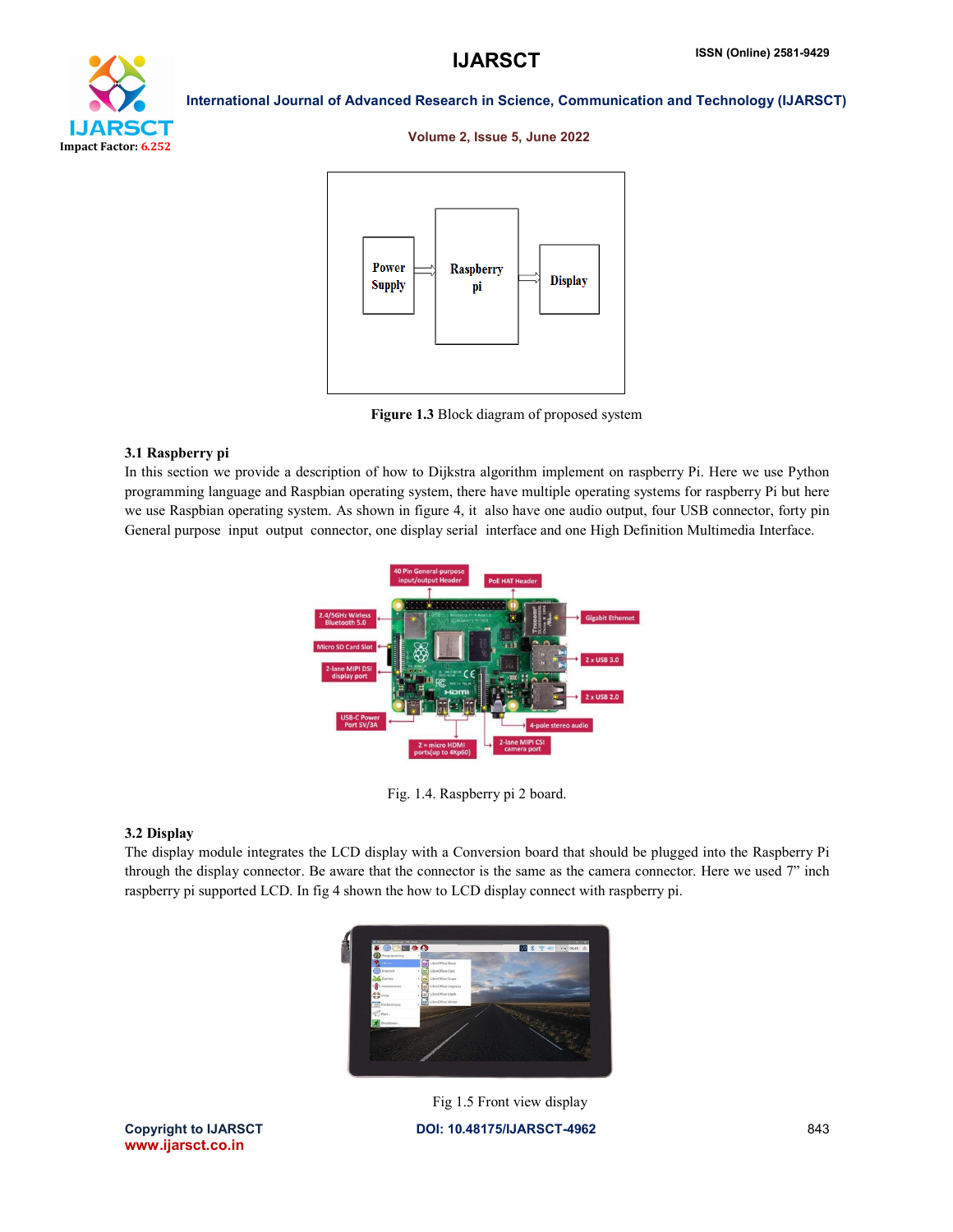Figure 1.3 Block diagram of proposed system

### 3.1 Raspberry pi

In this section we provide a description of how to Dijkstra algorithm implement on raspberry Pi. Here we use Python programming language and Raspbian operating system, there have multiple operating systems for raspberry Pi but here we use Raspbian operating system. As shown in figure 4, it also have one audio output, four USB connector, forty pin General purpose input output connector, one display serial interface and one High Definition Multimedia Interface.

Fig. 1.4. Raspberry pi 2 board.

### 3.2 Display

The display module integrates the LCD display with a Conversion board that should be plugged into the Raspberry Pi through the display connector. Be aware that the connector is the same as the camera connector. Here we used 7" inch raspberry pi supported LCD. In fig 4 shown the how to LCD display connect with raspberry pi.

Fig 1.5 Front view display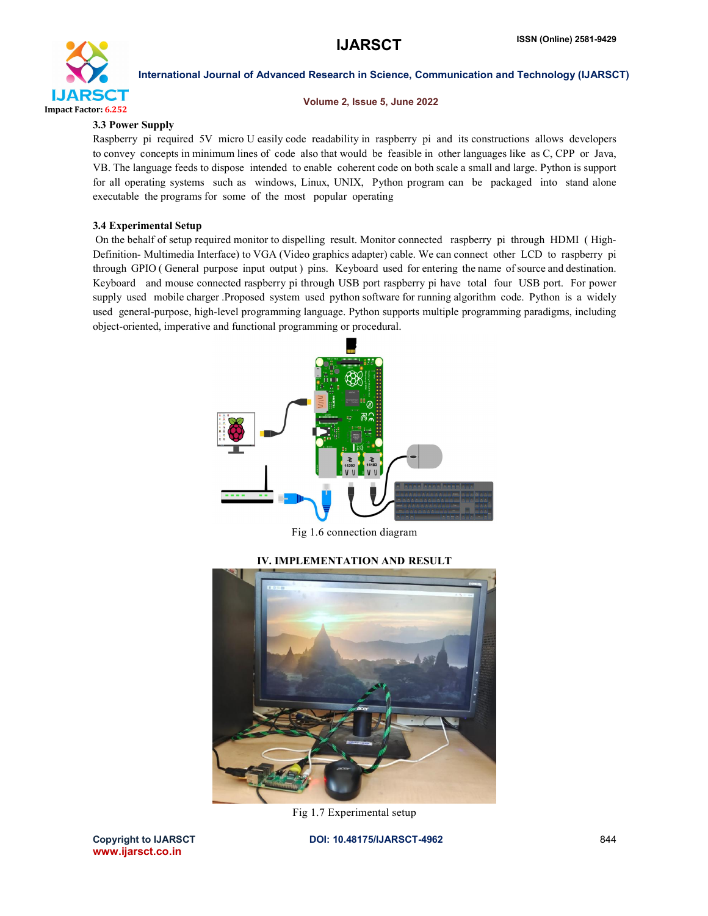### 3.3 Power Supply

Raspberry pi required 5V micro U easily code readability in raspberry pi and its constructions allows developers to convey concepts in minimum lines of code also that would be feasible in other languages like as C, CPP or Java, VB. The language feeds to dispose intended to enable coherent code on both scale a small and large. Python is support for all operating systems such as windows, Linux, UNIX, Python program can be packaged into stand alone executable the programs for some of the most popular operating

### 3.4 Experimental Setup

On the behalf of setup required monitor to dispelling result. Monitor connected raspberry pi through HDMI ( High-Definition- Multimedia Interface) to VGA (Video graphics adapter) cable. We can connect other LCD to raspberry pi through GPIO ( General purpose input output ) pins. Keyboard used for entering the name of source and destination. Keyboard and mouse connected raspberry pi through USB port raspberry pi have total four USB port. For power supply used mobile charger .Proposed system used python software for running algorithm code. Python is a widely used general-purpose, high-level programming language. Python supports multiple programming paradigms, including object-oriented, imperative and functional programming or procedural.

Fig 1.6 connection diagram

## IV. IMPLEMENTATION AND RESULT

Fig 1.7 Experimental setup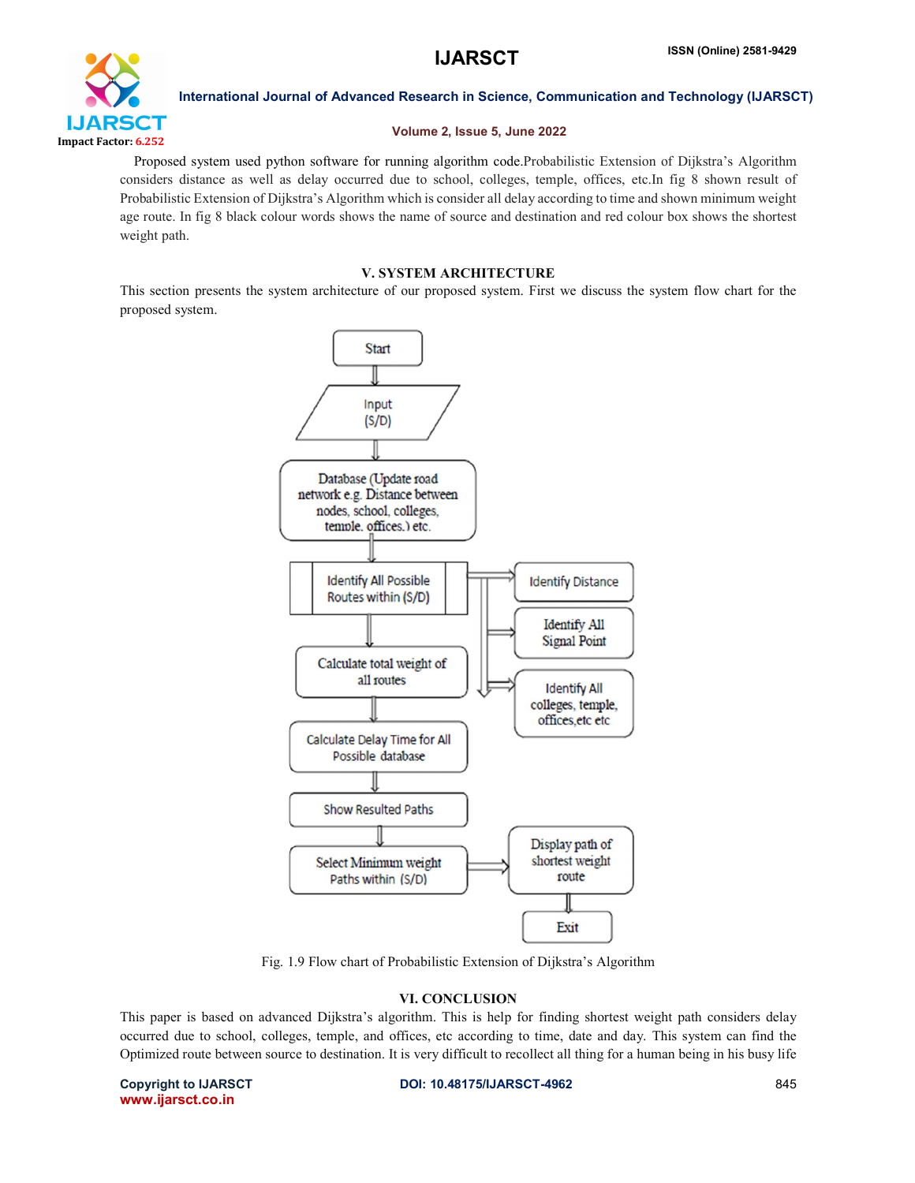Proposed system used python software for running algorithm code.Probabilistic Extension of Dijkstra's Algorithm considers distance as well as delay occurred due to school, colleges, temple, offices, etc.In fig 8 shown result of Probabilistic Extension of Dijkstra's Algorithm which is consider all delay according to time and shown minimum weight age route. In fig 8 black colour words shows the name of source and destination and red colour box shows the shortest weight path.

## V. SYSTEM ARCHITECTURE

This section presents the system architecture of our proposed system. First we discuss the system flow chart for the proposed system.

Fig. 1.9 Flow chart of Probabilistic Extension of Dijkstra's Algorithm

## VI. CONCLUSION

This paper is based on advanced Dijkstra's algorithm. This is help for finding shortest weight path considers delay occurred due to school, colleges, temple, and offices, etc according to time, date and day. This system can find the Optimized route between source to destination. It is very difficult to recollect all thing for a human being in his busy life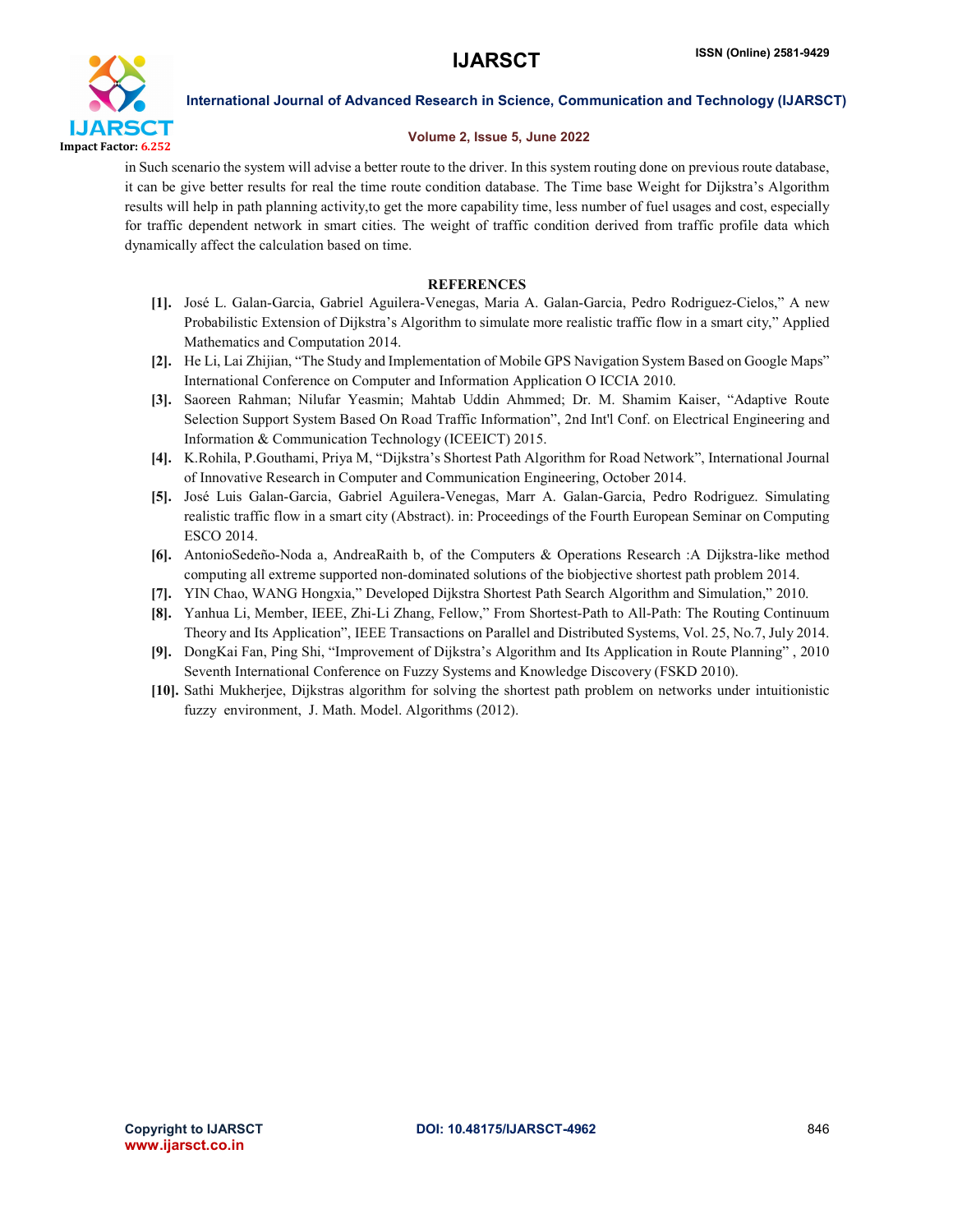in Such scenario the system will advise a better route to the driver. In this system routing done on previous route database, it can be give better results for real the time route condition database. The Time base Weight for Dijkstra's Algorithm results will help in path planning activity,to get the more capability time, less number of fuel usages and cost, especially for traffic dependent network in smart cities. The weight of traffic condition derived from traffic profile data which dynamically affect the calculation based on time.

## REFERENCES

**[1].** José L. Galan-Garcia, Gabriel Aguilera-Venegas, Maria A. Galan-Garcia, Pedro Rodriguez-Cielos," A new Probabilistic Extension of Dijkstra's Algorithm to simulate more realistic traffic flow in a smart city," Applied Mathematics and Computation 2014.

**[2].** He Li, Lai Zhijian, "The Study and Implementation of Mobile GPS Navigation System Based on Google Maps" International Conference on Computer and Information Application O ICCIA 2010.

**[3].** Saoreen Rahman; Nilufar Yeasmin; Mahtab Uddin Ahmmed; Dr. M. Shamim Kaiser, "Adaptive Route Selection Support System Based On Road Traffic Information", 2nd Int'l Conf. on Electrical Engineering and Information & Communication Technology (ICEEICT) 2015.

**[4].** K.Rohila, P.Gouthami, Priya M, "Dijkstra's Shortest Path Algorithm for Road Network", International Journal of Innovative Research in Computer and Communication Engineering, October 2014.

**[5].** José Luis Galan-Garcia, Gabriel Aguilera-Venegas, Marr A. Galan-Garcia, Pedro Rodriguez. Simulating realistic traffic flow in a smart city (Abstract). in: Proceedings of the Fourth European Seminar on Computing ESCO 2014.

**[6].** AntonioSedeño-Noda a, AndreaRaith b, of the Computers & Operations Research :A Dijkstra-like method computing all extreme supported non-dominated solutions of the biobjective shortest path problem 2014.

**[7].** YIN Chao, WANG Hongxia," Developed Dijkstra Shortest Path Search Algorithm and Simulation," 2010.

**[8].** Yanhua Li, Member, IEEE, Zhi-Li Zhang, Fellow," From Shortest-Path to All-Path: The Routing Continuum Theory and Its Application", IEEE Transactions on Parallel and Distributed Systems, Vol. 25, No.7, July 2014.

**[9].** DongKai Fan, Ping Shi, "Improvement of Dijkstra's Algorithm and Its Application in Route Planning" , 2010 Seventh International Conference on Fuzzy Systems and Knowledge Discovery (FSKD 2010).

**[10].** Sathi Mukherjee, Dijkstras algorithm for solving the shortest path problem on networks under intuitionistic fuzzy environment, J. Math. Model. Algorithms (2012).